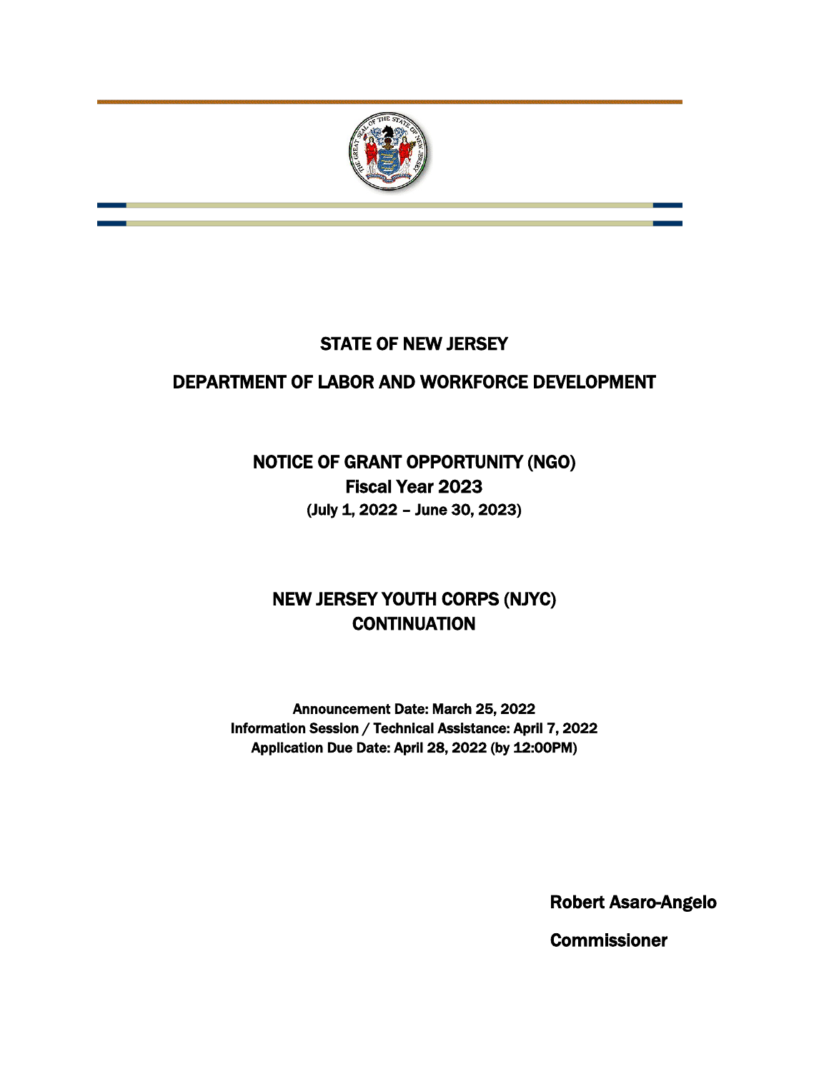# STATE OF NEW JERSEY

## DEPARTMENT OF LABOR AND WORKFORCE DEVELOPMENT

## NOTICE OF GRANT OPPORTUNITY (NGO)
## Fiscal Year 2023
**(July 1, 2022 – June 30, 2023)**

## NEW JERSEY YOUTH CORPS (NJYC)
## CONTINUATION

**Announcement Date: March 25, 2022**
**Information Session / Technical Assistance: April 7, 2022**
**Application Due Date: April 28, 2022 (by 12:00PM)**

**Robert Asaro-Angelo**

**Commissioner**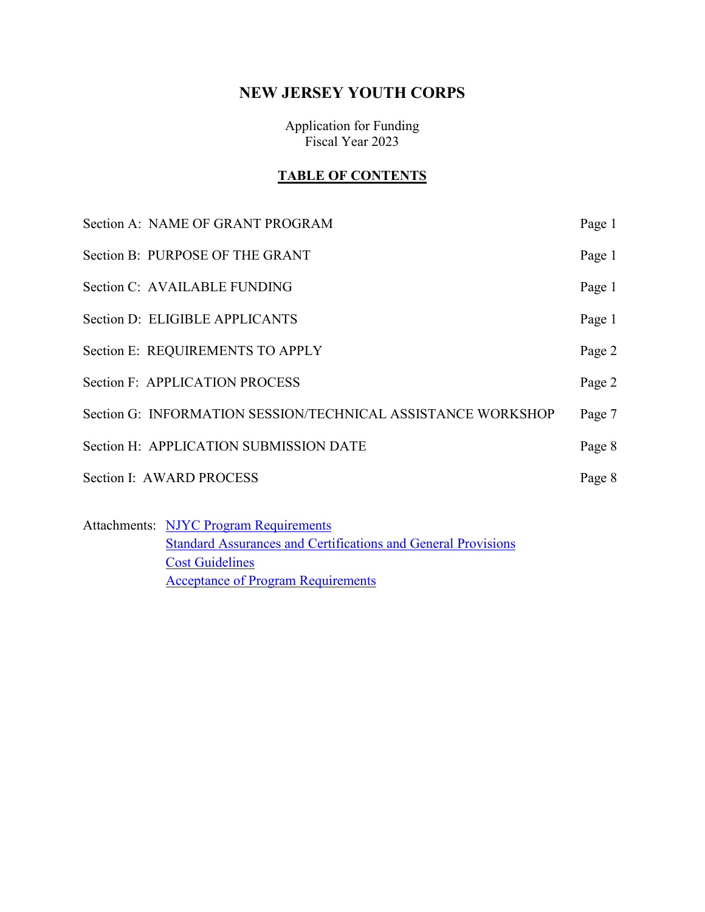# NEW JERSEY YOUTH CORPS

Application for Funding
Fiscal Year 2023

## TABLE OF CONTENTS

| | |
|---|---|
| Section A: NAME OF GRANT PROGRAM | Page 1 |
| Section B: PURPOSE OF THE GRANT | Page 1 |
| Section C: AVAILABLE FUNDING | Page 1 |
| Section D: ELIGIBLE APPLICANTS | Page 1 |
| Section E: REQUIREMENTS TO APPLY | Page 2 |
| Section F: APPLICATION PROCESS | Page 2 |
| Section G: INFORMATION SESSION/TECHNICAL ASSISTANCE WORKSHOP | Page 7 |
| Section H: APPLICATION SUBMISSION DATE | Page 8 |
| Section I: AWARD PROCESS | Page 8 |

Attachments:
- NJYC Program Requirements
- Standard Assurances and Certifications and General Provisions
- Cost Guidelines
- Acceptance of Program Requirements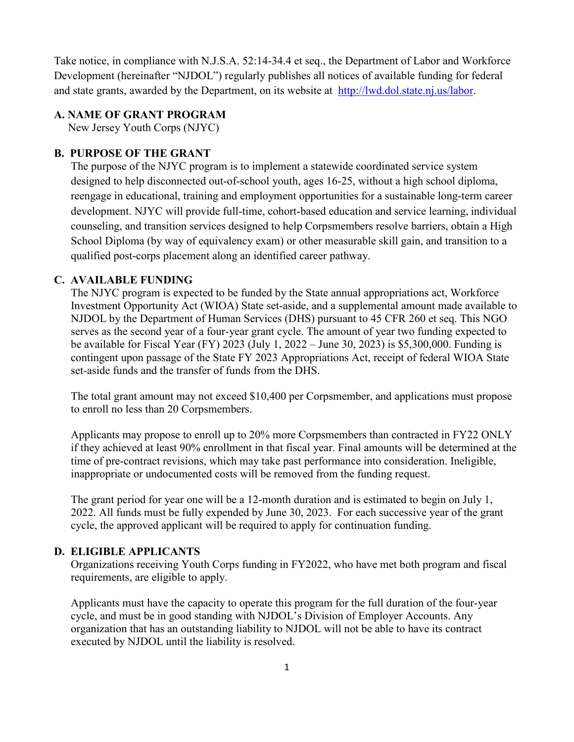Take notice, in compliance with N.J.S.A. 52:14-34.4 et seq., the Department of Labor and Workforce Development (hereinafter "NJDOL") regularly publishes all notices of available funding for federal and state grants, awarded by the Department, on its website at http://lwd.dol.state.nj.us/labor.

## A. NAME OF GRANT PROGRAM

New Jersey Youth Corps (NJYC)

## B. PURPOSE OF THE GRANT

The purpose of the NJYC program is to implement a statewide coordinated service system designed to help disconnected out-of-school youth, ages 16-25, without a high school diploma, reengage in educational, training and employment opportunities for a sustainable long-term career development. NJYC will provide full-time, cohort-based education and service learning, individual counseling, and transition services designed to help Corpsmembers resolve barriers, obtain a High School Diploma (by way of equivalency exam) or other measurable skill gain, and transition to a qualified post-corps placement along an identified career pathway.

## C. AVAILABLE FUNDING

The NJYC program is expected to be funded by the State annual appropriations act, Workforce Investment Opportunity Act (WIOA) State set-aside, and a supplemental amount made available to NJDOL by the Department of Human Services (DHS) pursuant to 45 CFR 260 et seq. This NGO serves as the second year of a four-year grant cycle. The amount of year two funding expected to be available for Fiscal Year (FY) 2023 (July 1, 2022 – June 30, 2023) is $5,300,000. Funding is contingent upon passage of the State FY 2023 Appropriations Act, receipt of federal WIOA State set-aside funds and the transfer of funds from the DHS.

The total grant amount may not exceed $10,400 per Corpsmember, and applications must propose to enroll no less than 20 Corpsmembers.

Applicants may propose to enroll up to 20% more Corpsmembers than contracted in FY22 ONLY if they achieved at least 90% enrollment in that fiscal year. Final amounts will be determined at the time of pre-contract revisions, which may take past performance into consideration. Ineligible, inappropriate or undocumented costs will be removed from the funding request.

The grant period for year one will be a 12-month duration and is estimated to begin on July 1, 2022. All funds must be fully expended by June 30, 2023. For each successive year of the grant cycle, the approved applicant will be required to apply for continuation funding.

## D. ELIGIBLE APPLICANTS

Organizations receiving Youth Corps funding in FY2022, who have met both program and fiscal requirements, are eligible to apply.

Applicants must have the capacity to operate this program for the full duration of the four-year cycle, and must be in good standing with NJDOL's Division of Employer Accounts. Any organization that has an outstanding liability to NJDOL will not be able to have its contract executed by NJDOL until the liability is resolved.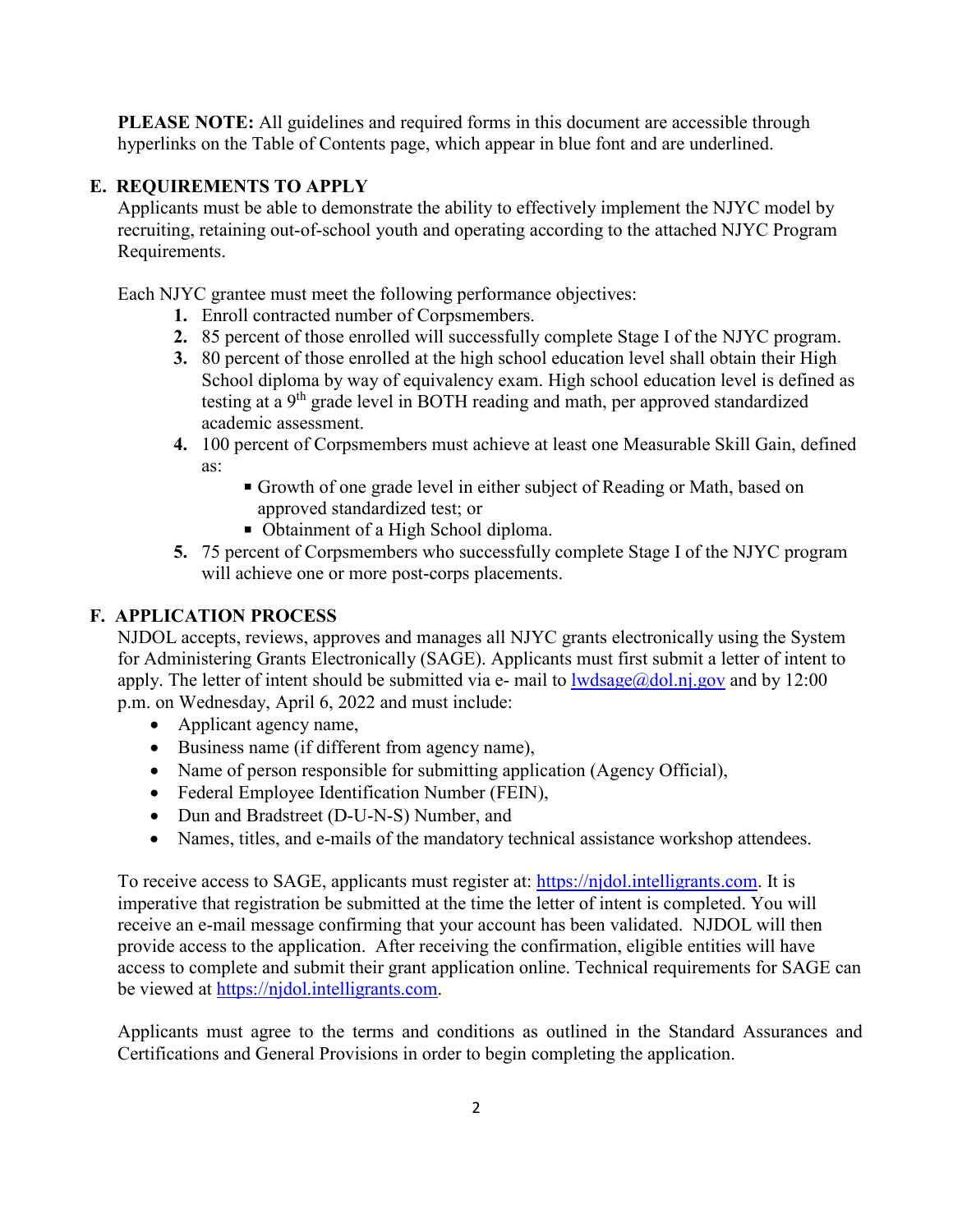**PLEASE NOTE:** All guidelines and required forms in this document are accessible through hyperlinks on the Table of Contents page, which appear in blue font and are underlined.

## E. REQUIREMENTS TO APPLY

Applicants must be able to demonstrate the ability to effectively implement the NJYC model by recruiting, retaining out-of-school youth and operating according to the attached NJYC Program Requirements.

Each NJYC grantee must meet the following performance objectives:

1. Enroll contracted number of Corpsmembers.
2. 85 percent of those enrolled will successfully complete Stage I of the NJYC program.
3. 80 percent of those enrolled at the high school education level shall obtain their High School diploma by way of equivalency exam. High school education level is defined as testing at a 9th grade level in BOTH reading and math, per approved standardized academic assessment.
4. 100 percent of Corpsmembers must achieve at least one Measurable Skill Gain, defined as:
   - Growth of one grade level in either subject of Reading or Math, based on approved standardized test; or
   - Obtainment of a High School diploma.
5. 75 percent of Corpsmembers who successfully complete Stage I of the NJYC program will achieve one or more post-corps placements.

## F. APPLICATION PROCESS

NJDOL accepts, reviews, approves and manages all NJYC grants electronically using the System for Administering Grants Electronically (SAGE). Applicants must first submit a letter of intent to apply. The letter of intent should be submitted via e- mail to lwdsage@dol.nj.gov and by 12:00 p.m. on Wednesday, April 6, 2022 and must include:

- Applicant agency name,
- Business name (if different from agency name),
- Name of person responsible for submitting application (Agency Official),
- Federal Employee Identification Number (FEIN),
- Dun and Bradstreet (D-U-N-S) Number, and
- Names, titles, and e-mails of the mandatory technical assistance workshop attendees.

To receive access to SAGE, applicants must register at: https://njdol.intelligrants.com. It is imperative that registration be submitted at the time the letter of intent is completed. You will receive an e-mail message confirming that your account has been validated. NJDOL will then provide access to the application. After receiving the confirmation, eligible entities will have access to complete and submit their grant application online. Technical requirements for SAGE can be viewed at https://njdol.intelligrants.com.

Applicants must agree to the terms and conditions as outlined in the Standard Assurances and Certifications and General Provisions in order to begin completing the application.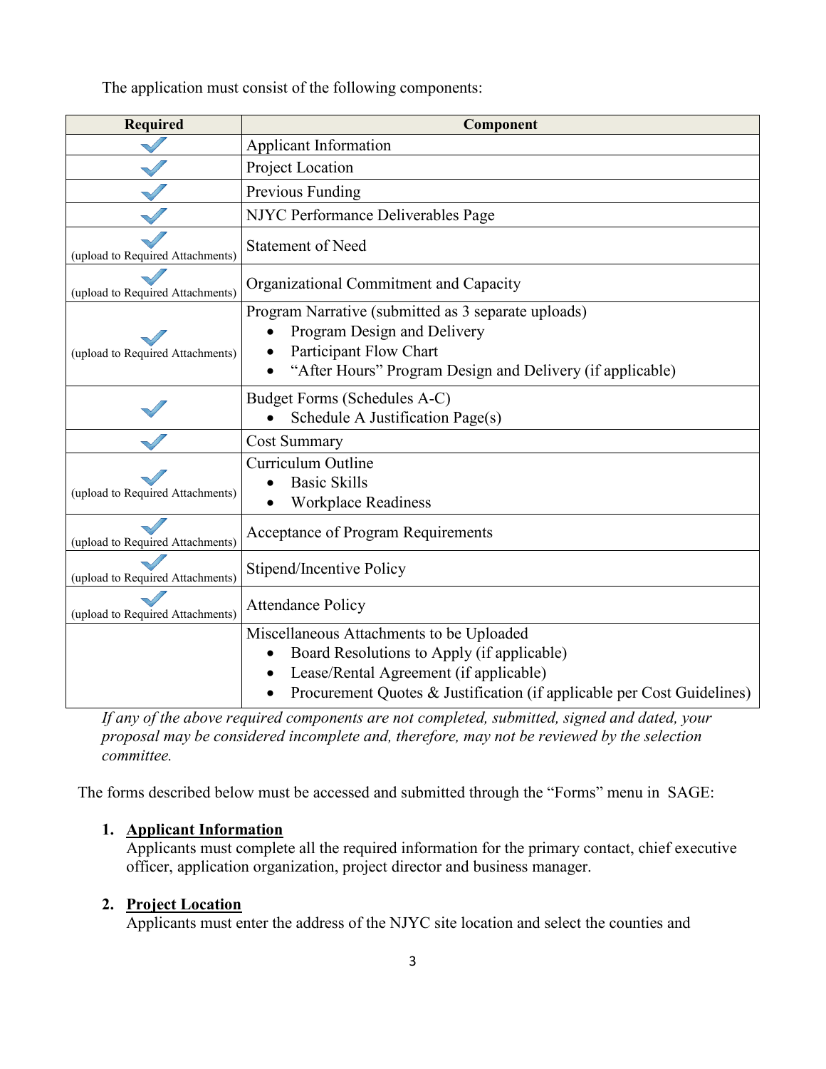The application must consist of the following components:

| Required | Component |
|---|---|
| ✓ | Applicant Information |
| ✓ | Project Location |
| ✓ | Previous Funding |
| ✓ | NJYC Performance Deliverables Page |
| ✓ (upload to Required Attachments) | Statement of Need |
| ✓ (upload to Required Attachments) | Organizational Commitment and Capacity |
| ✓ (upload to Required Attachments) | Program Narrative (submitted as 3 separate uploads)<br>• Program Design and Delivery<br>• Participant Flow Chart<br>• "After Hours" Program Design and Delivery (if applicable) |
| ✓ | Budget Forms (Schedules A-C)<br>• Schedule A Justification Page(s) |
| ✓ | Cost Summary |
| ✓ (upload to Required Attachments) | Curriculum Outline<br>• Basic Skills<br>• Workplace Readiness |
| ✓ (upload to Required Attachments) | Acceptance of Program Requirements |
| ✓ (upload to Required Attachments) | Stipend/Incentive Policy |
| ✓ (upload to Required Attachments) | Attendance Policy |
| | Miscellaneous Attachments to be Uploaded<br>• Board Resolutions to Apply (if applicable)<br>• Lease/Rental Agreement (if applicable)<br>• Procurement Quotes & Justification (if applicable per Cost Guidelines) |

*If any of the above required components are not completed, submitted, signed and dated, your proposal may be considered incomplete and, therefore, may not be reviewed by the selection committee.*

The forms described below must be accessed and submitted through the "Forms" menu in SAGE:

1. **Applicant Information**
   Applicants must complete all the required information for the primary contact, chief executive officer, application organization, project director and business manager.

2. **Project Location**
   Applicants must enter the address of the NJYC site location and select the counties and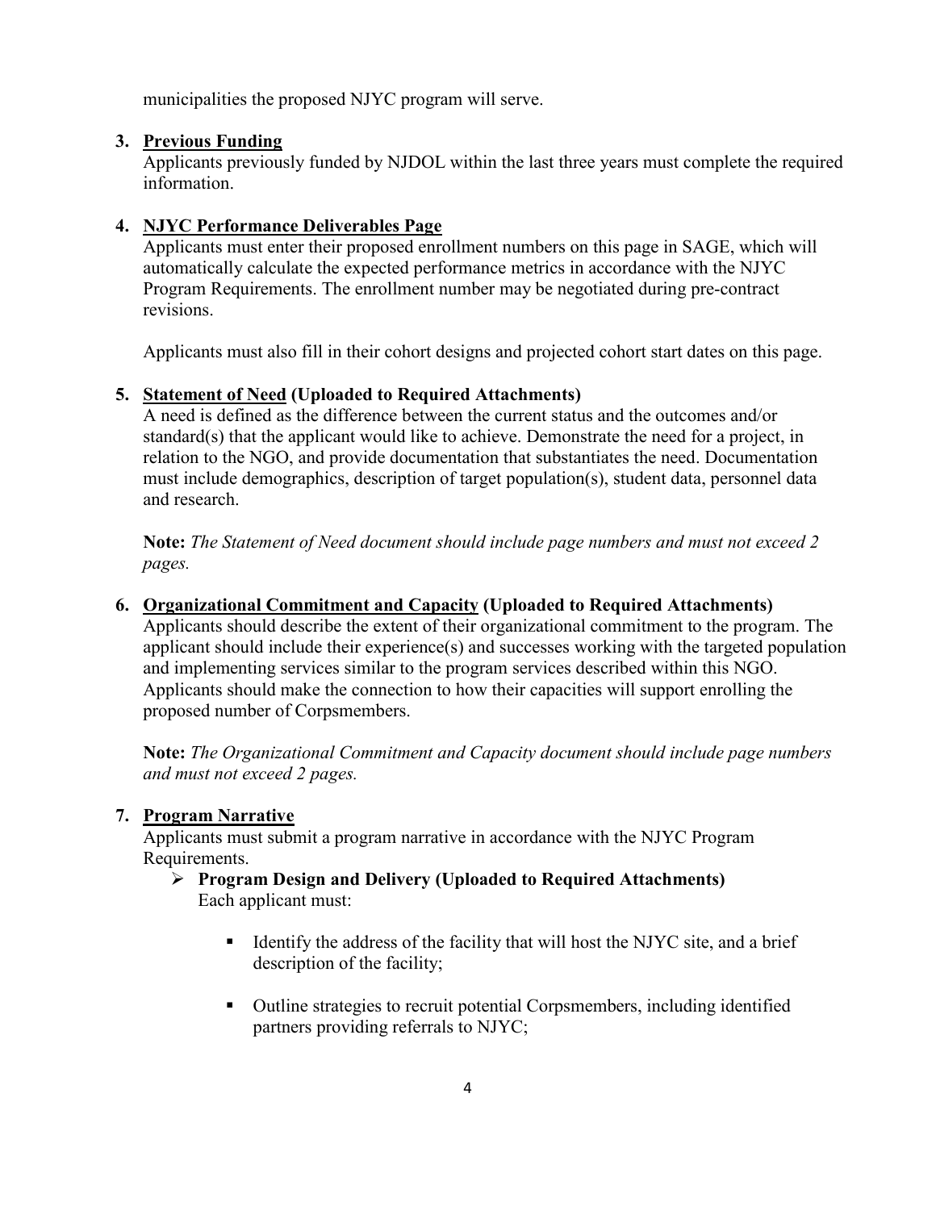municipalities the proposed NJYC program will serve.

3. **Previous Funding**
   Applicants previously funded by NJDOL within the last three years must complete the required information.

4. **NJYC Performance Deliverables Page**
   Applicants must enter their proposed enrollment numbers on this page in SAGE, which will automatically calculate the expected performance metrics in accordance with the NJYC Program Requirements. The enrollment number may be negotiated during pre-contract revisions.

   Applicants must also fill in their cohort designs and projected cohort start dates on this page.

5. **Statement of Need (Uploaded to Required Attachments)**
   A need is defined as the difference between the current status and the outcomes and/or standard(s) that the applicant would like to achieve. Demonstrate the need for a project, in relation to the NGO, and provide documentation that substantiates the need. Documentation must include demographics, description of target population(s), student data, personnel data and research.

   **Note:** *The Statement of Need document should include page numbers and must not exceed 2 pages.*

6. **Organizational Commitment and Capacity (Uploaded to Required Attachments)**
   Applicants should describe the extent of their organizational commitment to the program. The applicant should include their experience(s) and successes working with the targeted population and implementing services similar to the program services described within this NGO. Applicants should make the connection to how their capacities will support enrolling the proposed number of Corpsmembers.

   **Note:** *The Organizational Commitment and Capacity document should include page numbers and must not exceed 2 pages.*

7. **Program Narrative**
   Applicants must submit a program narrative in accordance with the NJYC Program Requirements.
   - **Program Design and Delivery (Uploaded to Required Attachments)**
     Each applicant must:
     - Identify the address of the facility that will host the NJYC site, and a brief description of the facility;
     - Outline strategies to recruit potential Corpsmembers, including identified partners providing referrals to NJYC;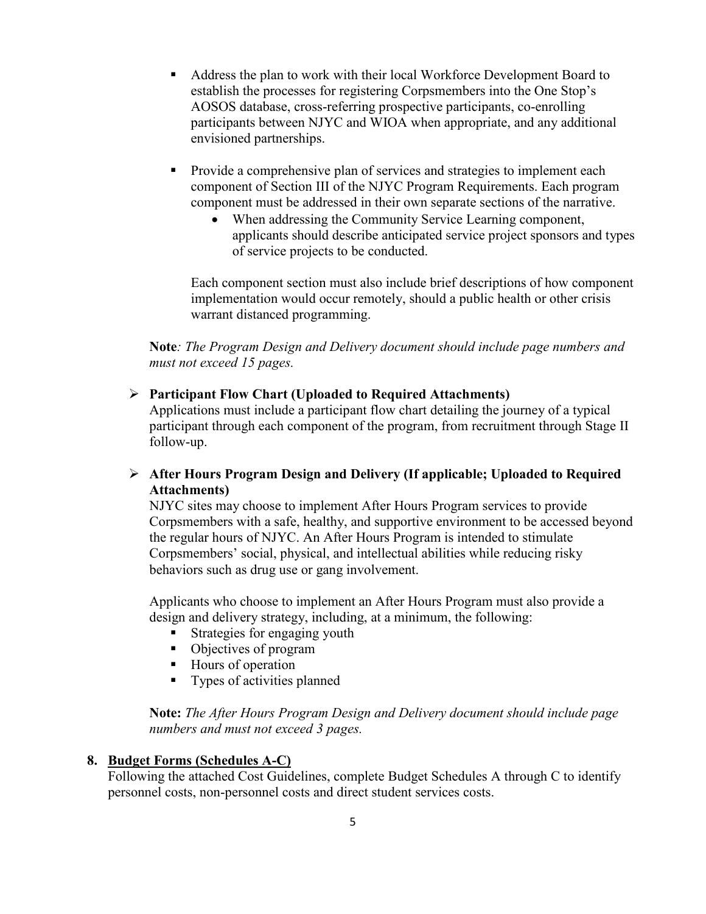- Address the plan to work with their local Workforce Development Board to establish the processes for registering Corpsmembers into the One Stop's AOSOS database, cross-referring prospective participants, co-enrolling participants between NJYC and WIOA when appropriate, and any additional envisioned partnerships.

- Provide a comprehensive plan of services and strategies to implement each component of Section III of the NJYC Program Requirements. Each program component must be addressed in their own separate sections of the narrative.
  - When addressing the Community Service Learning component, applicants should describe anticipated service project sponsors and types of service projects to be conducted.

  Each component section must also include brief descriptions of how component implementation would occur remotely, should a public health or other crisis warrant distanced programming.

**Note***: The Program Design and Delivery document should include page numbers and must not exceed 15 pages.*

- **Participant Flow Chart (Uploaded to Required Attachments)**
  Applications must include a participant flow chart detailing the journey of a typical participant through each component of the program, from recruitment through Stage II follow-up.

- **After Hours Program Design and Delivery (If applicable; Uploaded to Required Attachments)**
  NJYC sites may choose to implement After Hours Program services to provide Corpsmembers with a safe, healthy, and supportive environment to be accessed beyond the regular hours of NJYC. An After Hours Program is intended to stimulate Corpsmembers' social, physical, and intellectual abilities while reducing risky behaviors such as drug use or gang involvement.

  Applicants who choose to implement an After Hours Program must also provide a design and delivery strategy, including, at a minimum, the following:
  - Strategies for engaging youth
  - Objectives of program
  - Hours of operation
  - Types of activities planned

  **Note:** *The After Hours Program Design and Delivery document should include page numbers and must not exceed 3 pages.*

**8. Budget Forms (Schedules A-C)**
Following the attached Cost Guidelines, complete Budget Schedules A through C to identify personnel costs, non-personnel costs and direct student services costs.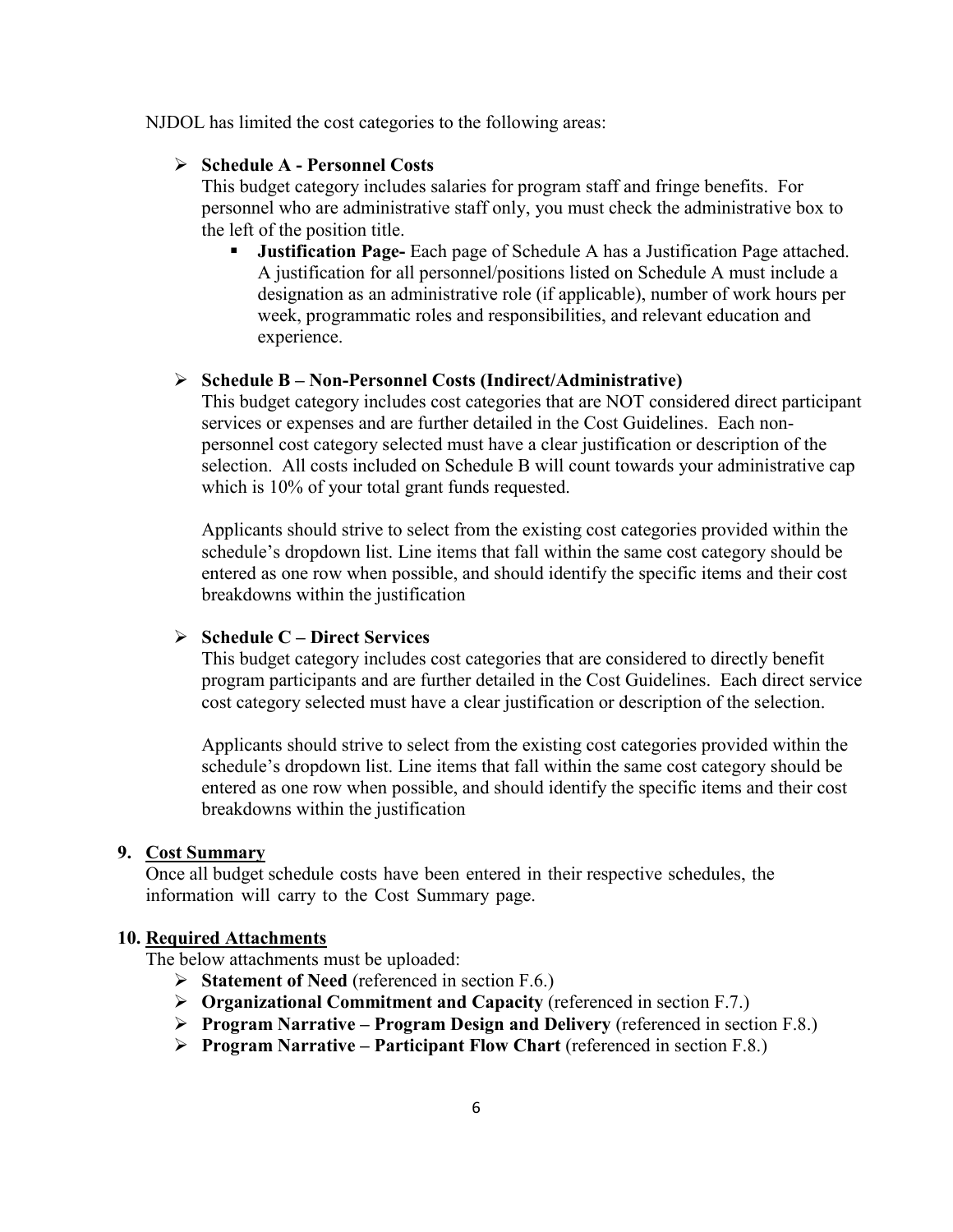NJDOL has limited the cost categories to the following areas:

- **Schedule A - Personnel Costs**
  This budget category includes salaries for program staff and fringe benefits. For personnel who are administrative staff only, you must check the administrative box to the left of the position title.
  - **Justification Page-** Each page of Schedule A has a Justification Page attached. A justification for all personnel/positions listed on Schedule A must include a designation as an administrative role (if applicable), number of work hours per week, programmatic roles and responsibilities, and relevant education and experience.

- **Schedule B – Non-Personnel Costs (Indirect/Administrative)**
  This budget category includes cost categories that are NOT considered direct participant services or expenses and are further detailed in the Cost Guidelines. Each non-personnel cost category selected must have a clear justification or description of the selection. All costs included on Schedule B will count towards your administrative cap which is 10% of your total grant funds requested.

  Applicants should strive to select from the existing cost categories provided within the schedule's dropdown list. Line items that fall within the same cost category should be entered as one row when possible, and should identify the specific items and their cost breakdowns within the justification

- **Schedule C – Direct Services**
  This budget category includes cost categories that are considered to directly benefit program participants and are further detailed in the Cost Guidelines. Each direct service cost category selected must have a clear justification or description of the selection.

  Applicants should strive to select from the existing cost categories provided within the schedule's dropdown list. Line items that fall within the same cost category should be entered as one row when possible, and should identify the specific items and their cost breakdowns within the justification

**9. Cost Summary**

Once all budget schedule costs have been entered in their respective schedules, the information will carry to the Cost Summary page.

**10. Required Attachments**

The below attachments must be uploaded:

- **Statement of Need** (referenced in section F.6.)
- **Organizational Commitment and Capacity** (referenced in section F.7.)
- **Program Narrative – Program Design and Delivery** (referenced in section F.8.)
- **Program Narrative – Participant Flow Chart** (referenced in section F.8.)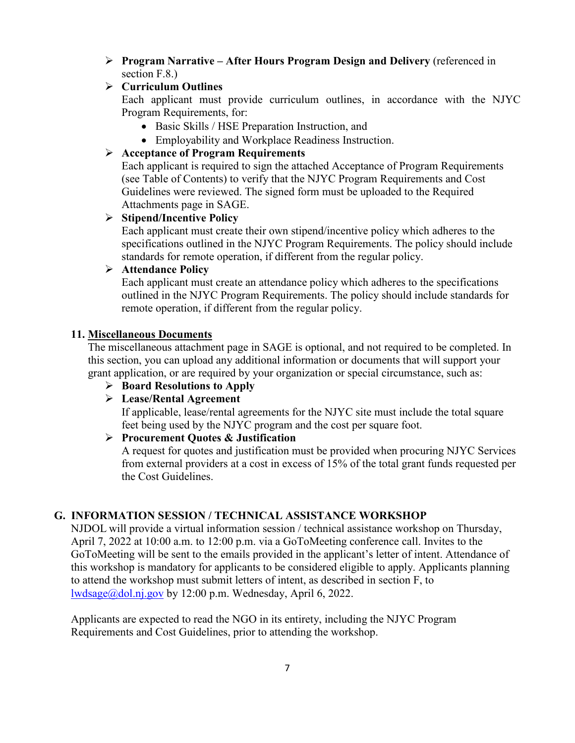- **Program Narrative – After Hours Program Design and Delivery** (referenced in section F.8.)
- **Curriculum Outlines**
  Each applicant must provide curriculum outlines, in accordance with the NJYC Program Requirements, for:
  - Basic Skills / HSE Preparation Instruction, and
  - Employability and Workplace Readiness Instruction.
- **Acceptance of Program Requirements**
  Each applicant is required to sign the attached Acceptance of Program Requirements (see Table of Contents) to verify that the NJYC Program Requirements and Cost Guidelines were reviewed. The signed form must be uploaded to the Required Attachments page in SAGE.
- **Stipend/Incentive Policy**
  Each applicant must create their own stipend/incentive policy which adheres to the specifications outlined in the NJYC Program Requirements. The policy should include standards for remote operation, if different from the regular policy.
- **Attendance Policy**
  Each applicant must create an attendance policy which adheres to the specifications outlined in the NJYC Program Requirements. The policy should include standards for remote operation, if different from the regular policy.

**11. <u>Miscellaneous Documents</u>**

The miscellaneous attachment page in SAGE is optional, and not required to be completed. In this section, you can upload any additional information or documents that will support your grant application, or are required by your organization or special circumstance, such as:

- **Board Resolutions to Apply**
- **Lease/Rental Agreement**
  If applicable, lease/rental agreements for the NJYC site must include the total square feet being used by the NJYC program and the cost per square foot.
- **Procurement Quotes & Justification**
  A request for quotes and justification must be provided when procuring NJYC Services from external providers at a cost in excess of 15% of the total grant funds requested per the Cost Guidelines.

## G. INFORMATION SESSION / TECHNICAL ASSISTANCE WORKSHOP

NJDOL will provide a virtual information session / technical assistance workshop on Thursday, April 7, 2022 at 10:00 a.m. to 12:00 p.m. via a GoToMeeting conference call. Invites to the GoToMeeting will be sent to the emails provided in the applicant's letter of intent. Attendance of this workshop is mandatory for applicants to be considered eligible to apply. Applicants planning to attend the workshop must submit letters of intent, as described in section F, to lwdsage@dol.nj.gov by 12:00 p.m. Wednesday, April 6, 2022.

Applicants are expected to read the NGO in its entirety, including the NJYC Program Requirements and Cost Guidelines, prior to attending the workshop.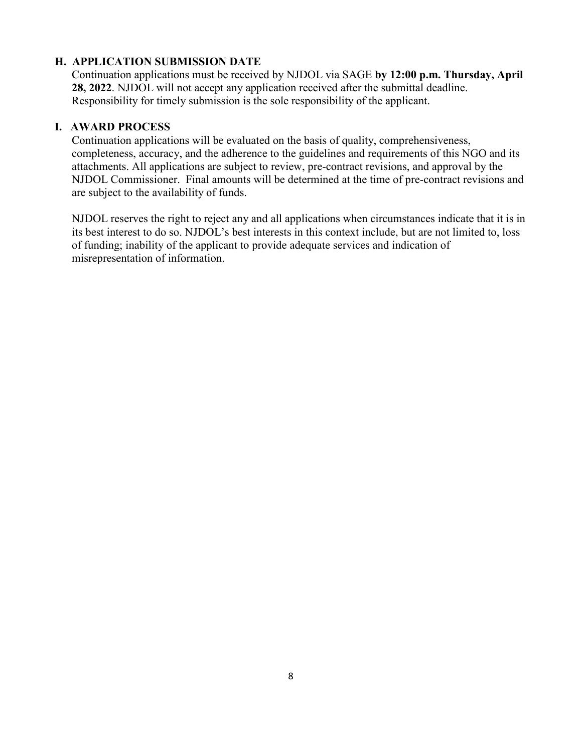## H. APPLICATION SUBMISSION DATE

Continuation applications must be received by NJDOL via SAGE **by 12:00 p.m. Thursday, April 28, 2022**. NJDOL will not accept any application received after the submittal deadline. Responsibility for timely submission is the sole responsibility of the applicant.

## I. AWARD PROCESS

Continuation applications will be evaluated on the basis of quality, comprehensiveness, completeness, accuracy, and the adherence to the guidelines and requirements of this NGO and its attachments. All applications are subject to review, pre-contract revisions, and approval by the NJDOL Commissioner. Final amounts will be determined at the time of pre-contract revisions and are subject to the availability of funds.

NJDOL reserves the right to reject any and all applications when circumstances indicate that it is in its best interest to do so. NJDOL's best interests in this context include, but are not limited to, loss of funding; inability of the applicant to provide adequate services and indication of misrepresentation of information.